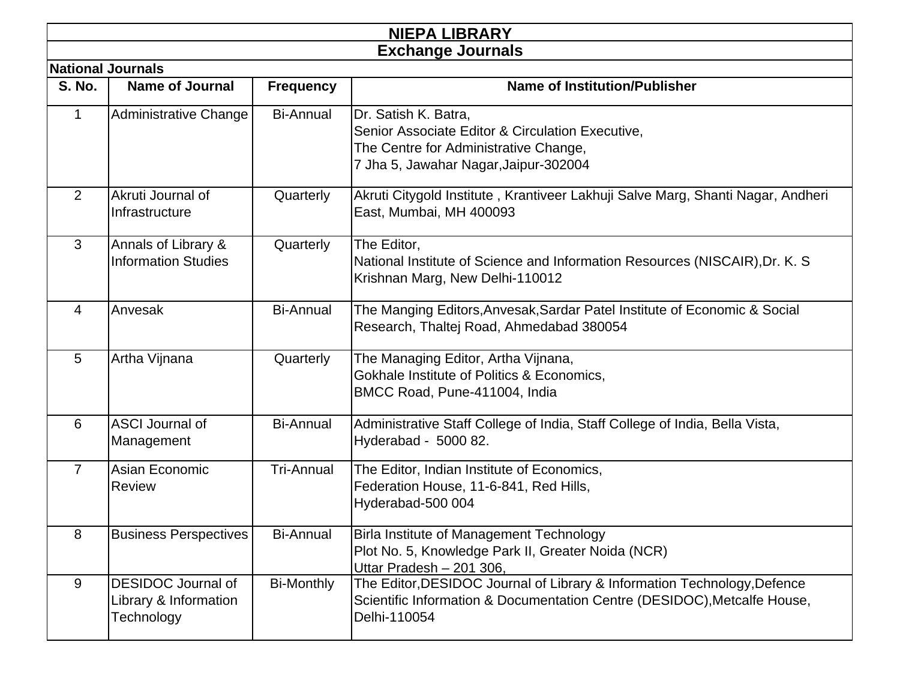# NIEPA LIBRARY

## Exchange Journals

### National Journals

| S. No. | Name of Journal | Frequency | Name of Institution/Publisher |
|---|---|---|---|
| 1 | Administrative Change | Bi-Annual | Dr. Satish K. Batra,<br>Senior Associate Editor & Circulation Executive,<br>The Centre for Administrative Change,<br>7 Jha 5, Jawahar Nagar,Jaipur-302004 |
| 2 | Akruti Journal of Infrastructure | Quarterly | Akruti Citygold Institute , Krantiveer Lakhuji Salve Marg, Shanti Nagar, Andheri East, Mumbai, MH 400093 |
| 3 | Annals of Library & Information Studies | Quarterly | The Editor,<br>National Institute of Science and Information Resources (NISCAIR),Dr. K. S Krishnan Marg, New Delhi-110012 |
| 4 | Anvesak | Bi-Annual | The Manging Editors,Anvesak,Sardar Patel Institute of Economic & Social Research, Thaltej Road, Ahmedabad 380054 |
| 5 | Artha Vijnana | Quarterly | The Managing Editor, Artha Vijnana,<br>Gokhale Institute of Politics & Economics,<br>BMCC Road, Pune-411004, India |
| 6 | ASCI Journal of Management | Bi-Annual | Administrative Staff College of India, Staff College of India, Bella Vista, Hyderabad - 5000 82. |
| 7 | Asian Economic Review | Tri-Annual | The Editor, Indian Institute of Economics,<br>Federation House, 11-6-841, Red Hills,<br>Hyderabad-500 004 |
| 8 | Business Perspectives | Bi-Annual | Birla Institute of Management Technology<br>Plot No. 5, Knowledge Park II, Greater Noida (NCR)<br>Uttar Pradesh – 201 306, |
| 9 | DESIDOC Journal of Library & Information Technology | Bi-Monthly | The Editor,DESIDOC Journal of Library & Information Technology,Defence Scientific Information & Documentation Centre (DESIDOC),Metcalfe House, Delhi-110054 |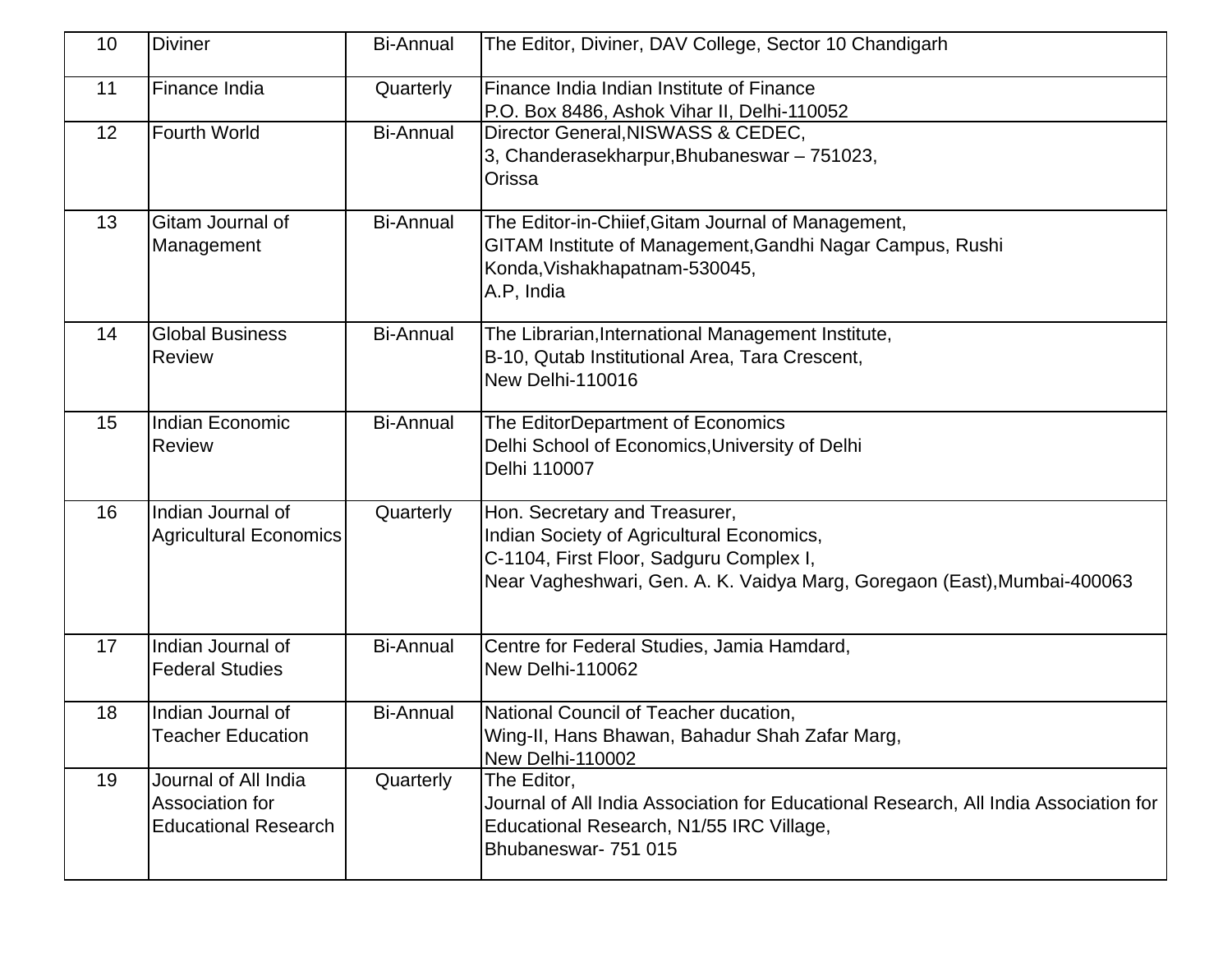| 10 | Diviner | Bi-Annual | The Editor, Diviner, DAV College, Sector 10 Chandigarh |
|---|---|---|---|
| 11 | Finance India | Quarterly | Finance India Indian Institute of Finance<br>P.O. Box 8486, Ashok Vihar II, Delhi-110052 |
| 12 | Fourth World | Bi-Annual | Director General,NISWASS & CEDEC,<br>3, Chanderasekharpur,Bhubaneswar – 751023,<br>Orissa |
| 13 | Gitam Journal of Management | Bi-Annual | The Editor-in-Chiief,Gitam Journal of Management,<br>GITAM Institute of Management,Gandhi Nagar Campus, Rushi Konda,Vishakhapatnam-530045,<br>A.P, India |
| 14 | Global Business Review | Bi-Annual | The Librarian,International Management Institute,<br>B-10, Qutab Institutional Area, Tara Crescent,<br>New Delhi-110016 |
| 15 | Indian Economic Review | Bi-Annual | The EditorDepartment of Economics<br>Delhi School of Economics,University of Delhi<br>Delhi 110007 |
| 16 | Indian Journal of Agricultural Economics | Quarterly | Hon. Secretary and Treasurer,<br>Indian Society of Agricultural Economics,<br>C-1104, First Floor, Sadguru Complex I,<br>Near Vagheshwari, Gen. A. K. Vaidya Marg, Goregaon (East),Mumbai-400063 |
| 17 | Indian Journal of Federal Studies | Bi-Annual | Centre for Federal Studies, Jamia Hamdard,<br>New Delhi-110062 |
| 18 | Indian Journal of Teacher Education | Bi-Annual | National Council of Teacher ducation,<br>Wing-II, Hans Bhawan, Bahadur Shah Zafar Marg,<br>New Delhi-110002 |
| 19 | Journal of All India Association for Educational Research | Quarterly | The Editor,<br>Journal of All India Association for Educational Research, All India Association for Educational Research, N1/55 IRC Village,<br>Bhubaneswar- 751 015 |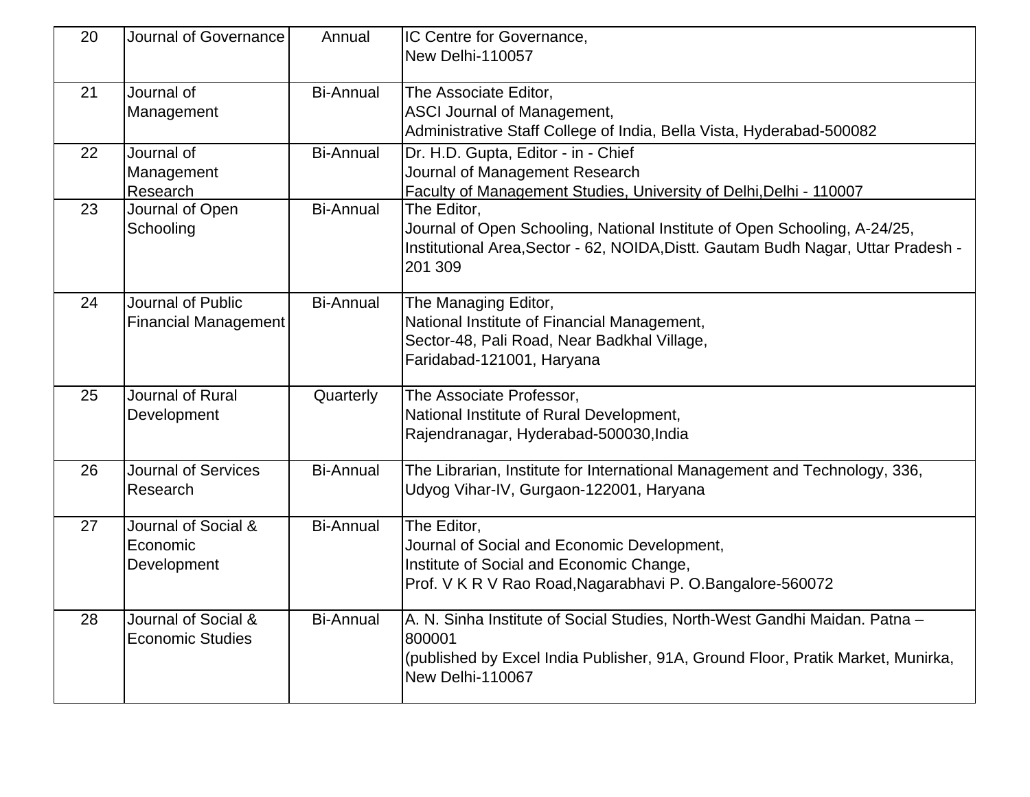| | | | |
|---|---|---|---|
| 20 | Journal of Governance | Annual | IC Centre for Governance,<br>New Delhi-110057 |
| 21 | Journal of Management | Bi-Annual | The Associate Editor,<br>ASCI Journal of Management,<br>Administrative Staff College of India, Bella Vista, Hyderabad-500082 |
| 22 | Journal of Management Research | Bi-Annual | Dr. H.D. Gupta, Editor - in - Chief<br>Journal of Management Research<br>Faculty of Management Studies, University of Delhi,Delhi - 110007 |
| 23 | Journal of Open Schooling | Bi-Annual | The Editor,<br>Journal of Open Schooling, National Institute of Open Schooling, A-24/25, Institutional Area,Sector - 62, NOIDA,Distt. Gautam Budh Nagar, Uttar Pradesh - 201 309 |
| 24 | Journal of Public Financial Management | Bi-Annual | The Managing Editor,<br>National Institute of Financial Management,<br>Sector-48, Pali Road, Near Badkhal Village,<br>Faridabad-121001, Haryana |
| 25 | Journal of Rural Development | Quarterly | The Associate Professor,<br>National Institute of Rural Development,<br>Rajendranagar, Hyderabad-500030,India |
| 26 | Journal of Services Research | Bi-Annual | The Librarian, Institute for International Management and Technology, 336, Udyog Vihar-IV, Gurgaon-122001, Haryana |
| 27 | Journal of Social & Economic Development | Bi-Annual | The Editor,<br>Journal of Social and Economic Development,<br>Institute of Social and Economic Change,<br>Prof. V K R V Rao Road,Nagarabhavi P. O.Bangalore-560072 |
| 28 | Journal of Social & Economic Studies | Bi-Annual | A. N. Sinha Institute of Social Studies, North-West Gandhi Maidan. Patna – 800001<br>(published by Excel India Publisher, 91A, Ground Floor, Pratik Market, Munirka, New Delhi-110067 |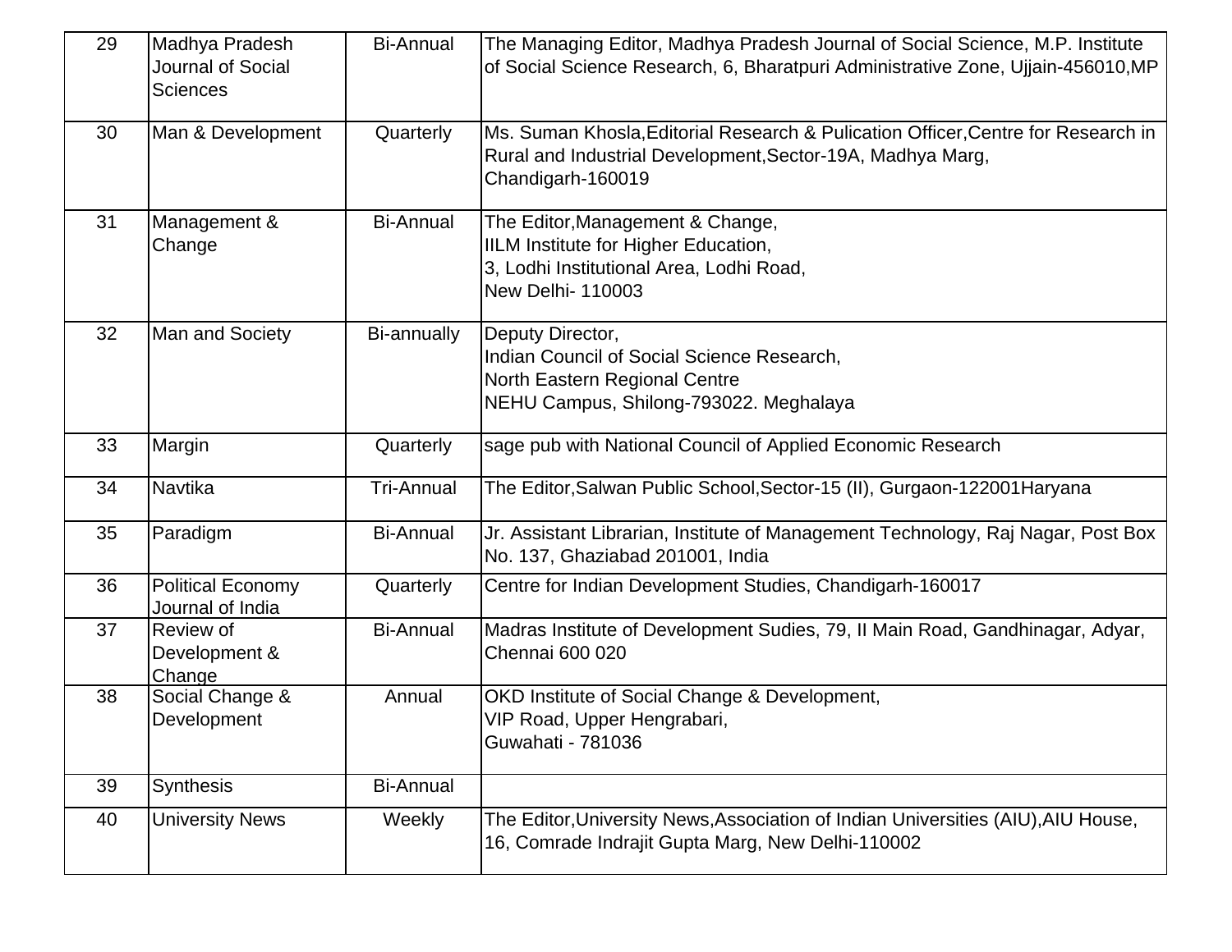| 29 | Madhya Pradesh Journal of Social Sciences | Bi-Annual | The Managing Editor, Madhya Pradesh Journal of Social Science, M.P. Institute of Social Science Research, 6, Bharatpuri Administrative Zone, Ujjain-456010,MP |
|---|---|---|---|
| 30 | Man & Development | Quarterly | Ms. Suman Khosla,Editorial Research & Pulication Officer,Centre for Research in Rural and Industrial Development,Sector-19A, Madhya Marg, Chandigarh-160019 |
| 31 | Management & Change | Bi-Annual | The Editor,Management & Change, IILM Institute for Higher Education, 3, Lodhi Institutional Area, Lodhi Road, New Delhi- 110003 |
| 32 | Man and Society | Bi-annually | Deputy Director, Indian Council of Social Science Research, North Eastern Regional Centre NEHU Campus, Shilong-793022. Meghalaya |
| 33 | Margin | Quarterly | sage pub with National Council of Applied Economic Research |
| 34 | Navtika | Tri-Annual | The Editor,Salwan Public School,Sector-15 (II), Gurgaon-122001Haryana |
| 35 | Paradigm | Bi-Annual | Jr. Assistant Librarian, Institute of Management Technology, Raj Nagar, Post Box No. 137, Ghaziabad 201001, India |
| 36 | Political Economy Journal of India | Quarterly | Centre for Indian Development Studies, Chandigarh-160017 |
| 37 | Review of Development & Change | Bi-Annual | Madras Institute of Development Sudies, 79, II Main Road, Gandhinagar, Adyar, Chennai 600 020 |
| 38 | Social Change & Development | Annual | OKD Institute of Social Change & Development, VIP Road, Upper Hengrabari, Guwahati - 781036 |
| 39 | Synthesis | Bi-Annual | |
| 40 | University News | Weekly | The Editor,University News,Association of Indian Universities (AIU),AIU House, 16, Comrade Indrajit Gupta Marg, New Delhi-110002 |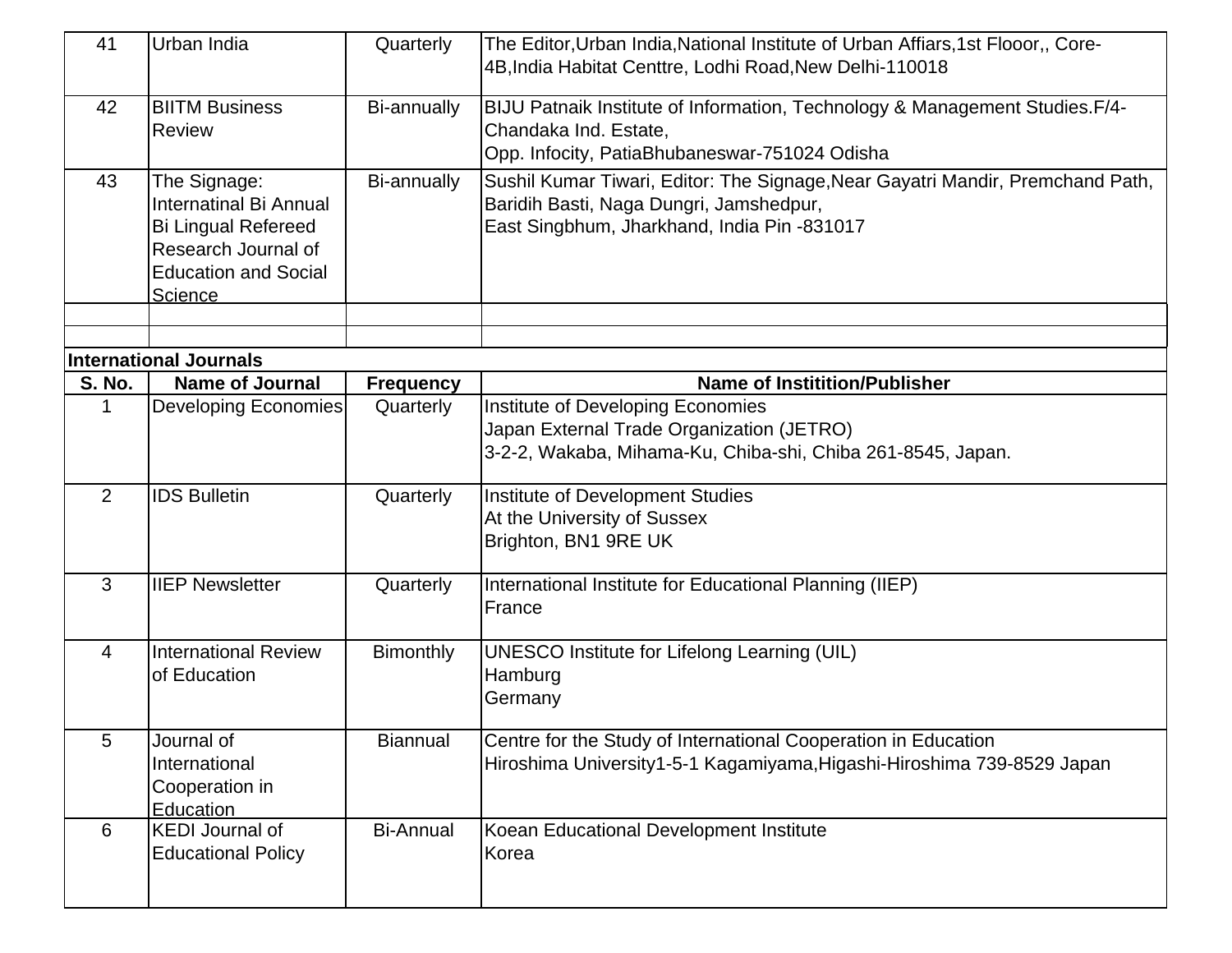| 41 | Urban India | Quarterly | The Editor,Urban India,National Institute of Urban Affiars,1st Flooor,, Core-4B,India Habitat Centtre, Lodhi Road,New Delhi-110018 |
|---|---|---|---|
| 42 | BIITM Business Review | Bi-annually | BIJU Patnaik Institute of Information, Technology & Management Studies.F/4-Chandaka Ind. Estate, Opp. Infocity, PatiaBhubaneswar-751024 Odisha |
| 43 | The Signage: Internatinal Bi Annual Bi Lingual Refereed Research Journal of Education and Social Science | Bi-annually | Sushil Kumar Tiwari, Editor: The Signage,Near Gayatri Mandir, Premchand Path, Baridih Basti, Naga Dungri, Jamshedpur, East Singbhum, Jharkhand, India Pin -831017 |
| | | | |
| | | | |

**International Journals**

| S. No. | Name of Journal | Frequency | Name of Instititionn/Publisher |
|---|---|---|---|
| 1 | Developing Economies | Quarterly | Institute of Developing Economies<br>Japan External Trade Organization (JETRO)<br>3-2-2, Wakaba, Mihama-Ku, Chiba-shi, Chiba 261-8545, Japan. |
| 2 | IDS Bulletin | Quarterly | Institute of Development Studies<br>At the University of Sussex<br>Brighton, BN1 9RE UK |
| 3 | IIEP Newsletter | Quarterly | International Institute for Educational Planning (IIEP)<br>France |
| 4 | International Review of Education | Bimonthly | UNESCO Institute for Lifelong Learning (UIL)<br>Hamburg<br>Germany |
| 5 | Journal of International Cooperation in Education | Biannual | Centre for the Study of International Cooperation in Education<br>Hiroshima University1-5-1 Kagamiyama,Higashi-Hiroshima 739-8529 Japan |
| 6 | KEDI Journal of Educational Policy | Bi-Annual | Koean Educational Development Institute<br>Korea |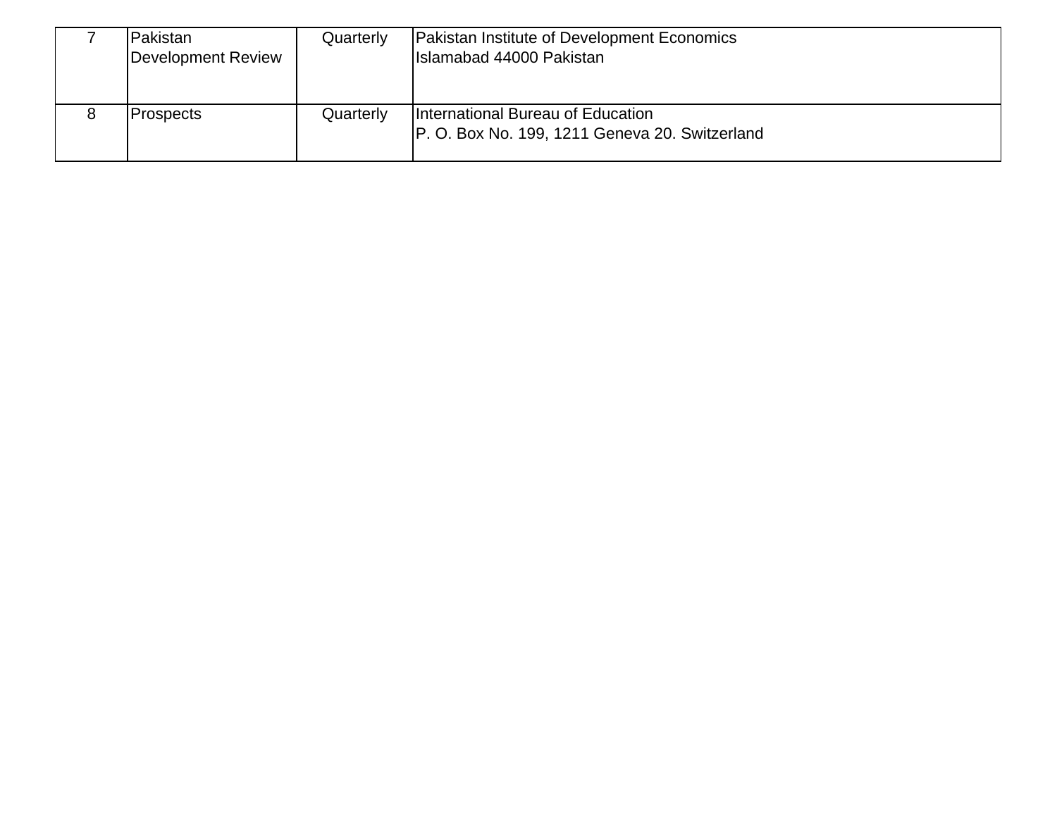| | | | |
|---|---|---|---|
| 7 | Pakistan Development Review | Quarterly | Pakistan Institute of Development Economics<br>Islamabad 44000 Pakistan |
| 8 | Prospects | Quarterly | International Bureau of Education<br>P. O. Box No. 199, 1211 Geneva 20. Switzerland |